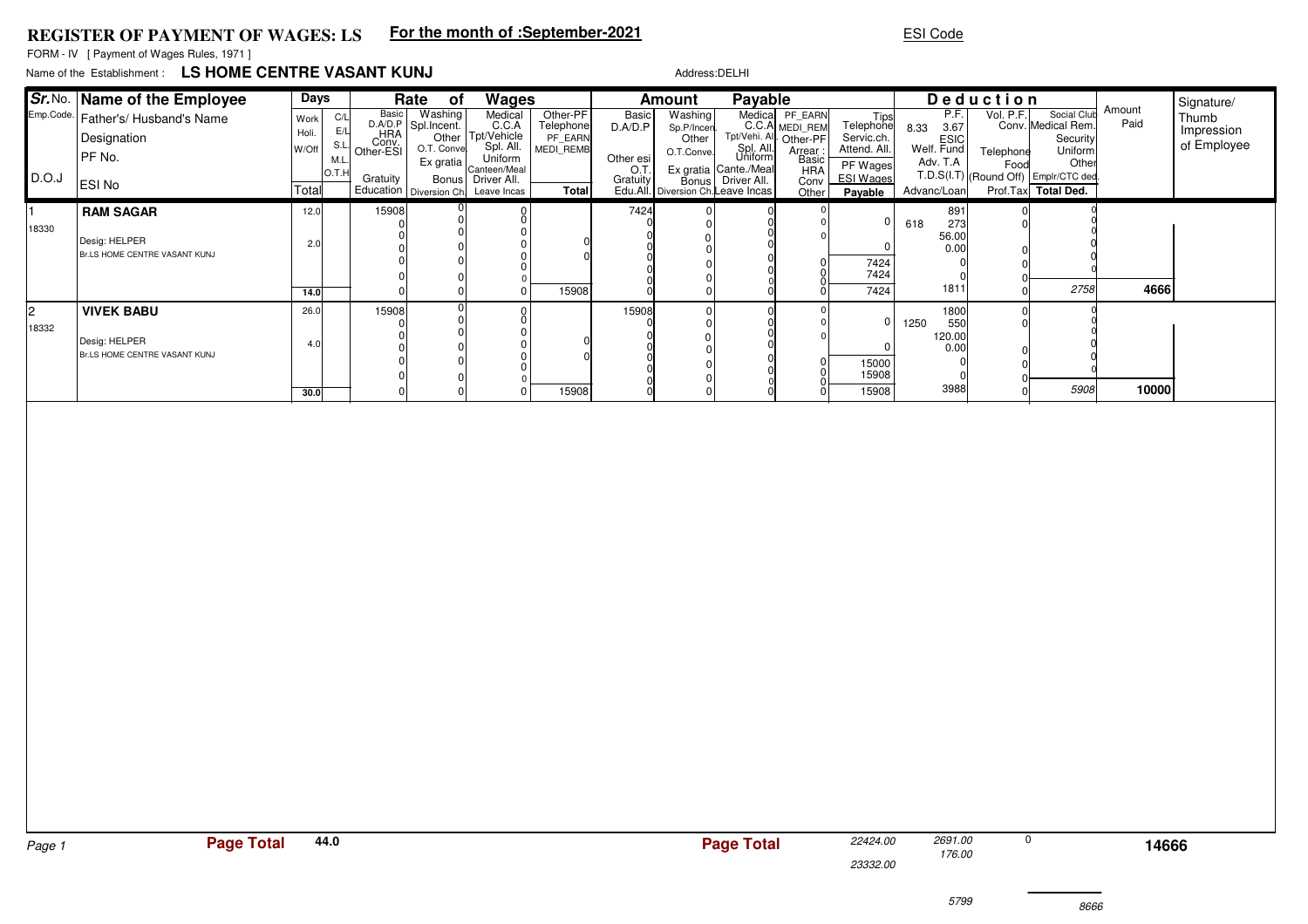# REGISTER OF PAYMENT OF WAGES: LS  For the month of :September-2021

ESI Code

FORM - IV [ Payment of Wages Rules, 1971 ]

Name of the Establishment : **LS HOME CENTRE VASANT KUNJ**  Address:DELHI

| Sr.No. Emp.Code. D.O.J | Name of the Employee / Father's/ Husband's Name / Designation / PF No. / ESI No | Days Work / Holi. / W/Off / Total | C/L E/L S.L M.L O.T.H | Rate of Wages: Basic D.A/D.P HRA Conv. Other-ESI Gratuity Education | Washing Spl.Incent. Other O.T. Conve Ex gratia Bonus Diversion Ch. | Medical C.C.A Tpt/Vehicle Spl. All. Uniform Canteen/Meal Driver All. Leave Incas | Other-PF Telephone PF_EARN MEDI_REMB Total | Amount Payable: Basic D.A/D.P Other esi O.T. Gratuity Edu.All. | Washing Sp.P/Incen. Other O.T.Conve. Ex gratia Bonus Diversion Ch. | Medical C.C.A Tpt/Vehi. All. Spl. All. Uniform Cante./Meal Driver All. Leave Incas | PF_EARN MEDI_REM Other-PF Arrear : Basic HRA Conv Other | Tips Telephone Servic.ch. Attend. All. PF Wages ESI Wages Payable | Deduction: P.F. 8.33 3.67 ESIC Welf. Fund Adv. T.A Advanc/Loan | Vol. P.F. Telephone Food T.D.S(I.T) Prof.Tax | Social Club Conv. Medical Rem. Security Uniform Other (Round Off) Emplr/CTC ded. Total Ded. | Amount Paid | Signature/ Thumb Impression of Employee |
|---|---|---|---|---|---|---|---|---|---|---|---|---|---|---|---|---|---|
| 1 / 18330 | **RAM SAGAR** / Desig: HELPER / Br.LS HOME CENTRE VASANT KUNJ | 12.0 / 2.0 / 14.0 | | 15908 0 0 0 0 0 | 0 0 0 0 0 0 0 | 0 0 0 0 0 0 0 0 | 0 0 15908 | 7424 0 0 0 0 0 0 | 0 0 0 0 0 0 | 0 0 0 0 0 0 0 0 | 0 0 0 0 0 0 0 | 0 0 7424 7424 7424 | 618 273 891 56.00 0.00 0 0 1811 | 0 0 0 0 0 0 | 0 0 0 0 0 0 2758 | 4666 | |
| 2 / 18332 | **VIVEK BABU** / Desig: HELPER / Br.LS HOME CENTRE VASANT KUNJ | 26.0 / 4.0 / 30.0 | | 15908 0 0 0 0 0 | 0 0 0 0 0 0 0 | 0 0 0 0 0 0 0 0 | 0 0 15908 | 15908 0 0 0 0 0 0 | 0 0 0 0 0 0 | 0 0 0 0 0 0 0 0 | 0 0 0 0 0 0 0 | 0 0 15000 15908 15908 | 1250 550 1800 120.00 0.00 0 0 3988 | 0 0 0 0 0 0 | 0 0 0 0 0 0 5908 | 10000 | |

Page 1 **Page Total** 44.0 **Page Total** 22424.00 23332.00 2691.00 176.00 0 **14666**

5799 8666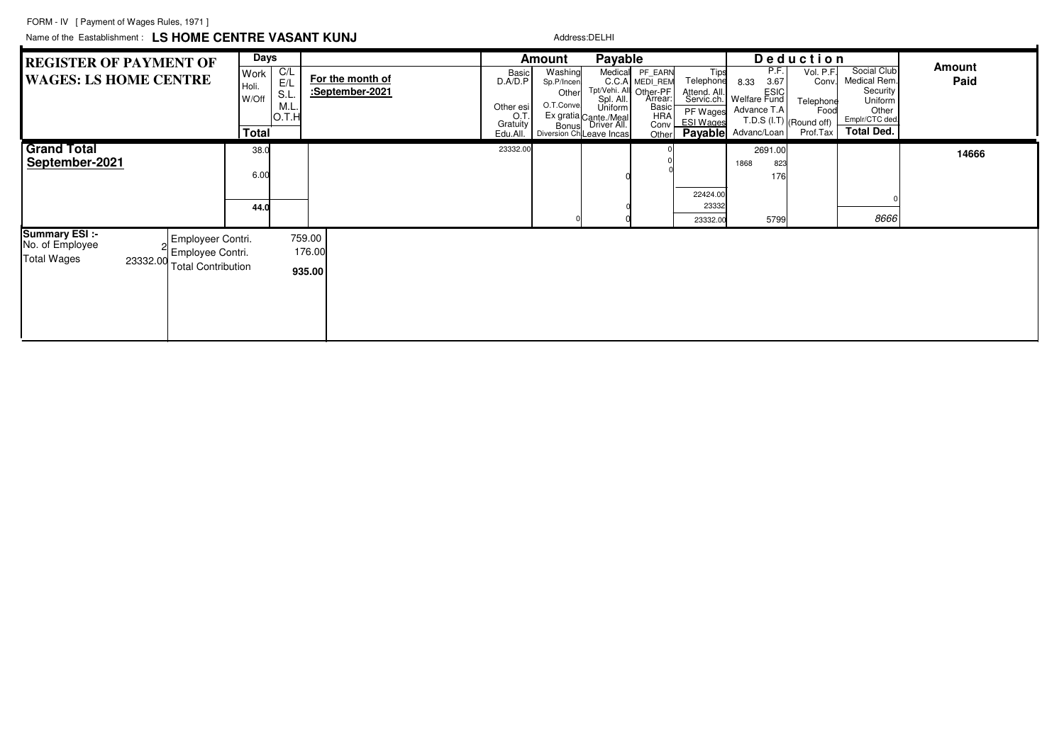FORM - IV [ Payment of Wages Rules, 1971 ]

Name of the Eastablishment : **LS HOME CENTRE VASANT KUNJ** Address:DELHI

| REGISTER OF PAYMENT OF WAGES: LS HOME CENTRE | Days: Work / Holi. / W/Off / Total | C/L / E/L / S.L. / M.L. / O.T.H | For the month of :September-2021 | Basic / D.A/D.P / Other esi / O.T. / Gratuity / Edu.All. | Washing / Sp.P/Incen / Other / O.T.Conve / Ex gratia / Bonus / Diversion Ch | Medical / C.C.A / Tpt/Vehi. All / Spl. All. / Uniform / Cante./Meal / Driver All. / Leave Incas | PF_EARN / MEDI_REM / Other-PF / Arrear: / Basic / HRA / Conv / Other | Tips / Telephone / Attend. All. / Servic.ch. / PF Wages / ESI Wages / **Payable** | P.F. 8.33 3.67 / ESIC / Welfare Fund / Advance T.A / Advanc/Loan | Vol. P.F. / Conv. / Telephone / Food / T.D.S (I.T) / (Round off) / Prof.Tax | Social Club / Medical Rem. / Security / Uniform / Other / Emplr/CTC ded. / **Total Ded.** | **Amount Paid** |
|---|---|---|---|---|---|---|---|---|---|---|---|---|
| **Grand Total September-2021** | 38.0 / 6.00 / **44.0** | | | 23332.00 | 0 | 0 / 0 / 0 | 0 / 0 / 0 | 22424.00 / 23332 / 23332.00 | 2691.00 / 1868 823 / 176 / 5799 | | 0 / 8666 | **14666** |

| Summary ESI :- | | | |
|---|---|---|---|
| No. of Employee | 2 | Employeer Contri. | 759.00 |
| Total Wages | 23332.00 | Employee Contri. | 176.00 |
| | | Total Contribution | **935.00** |